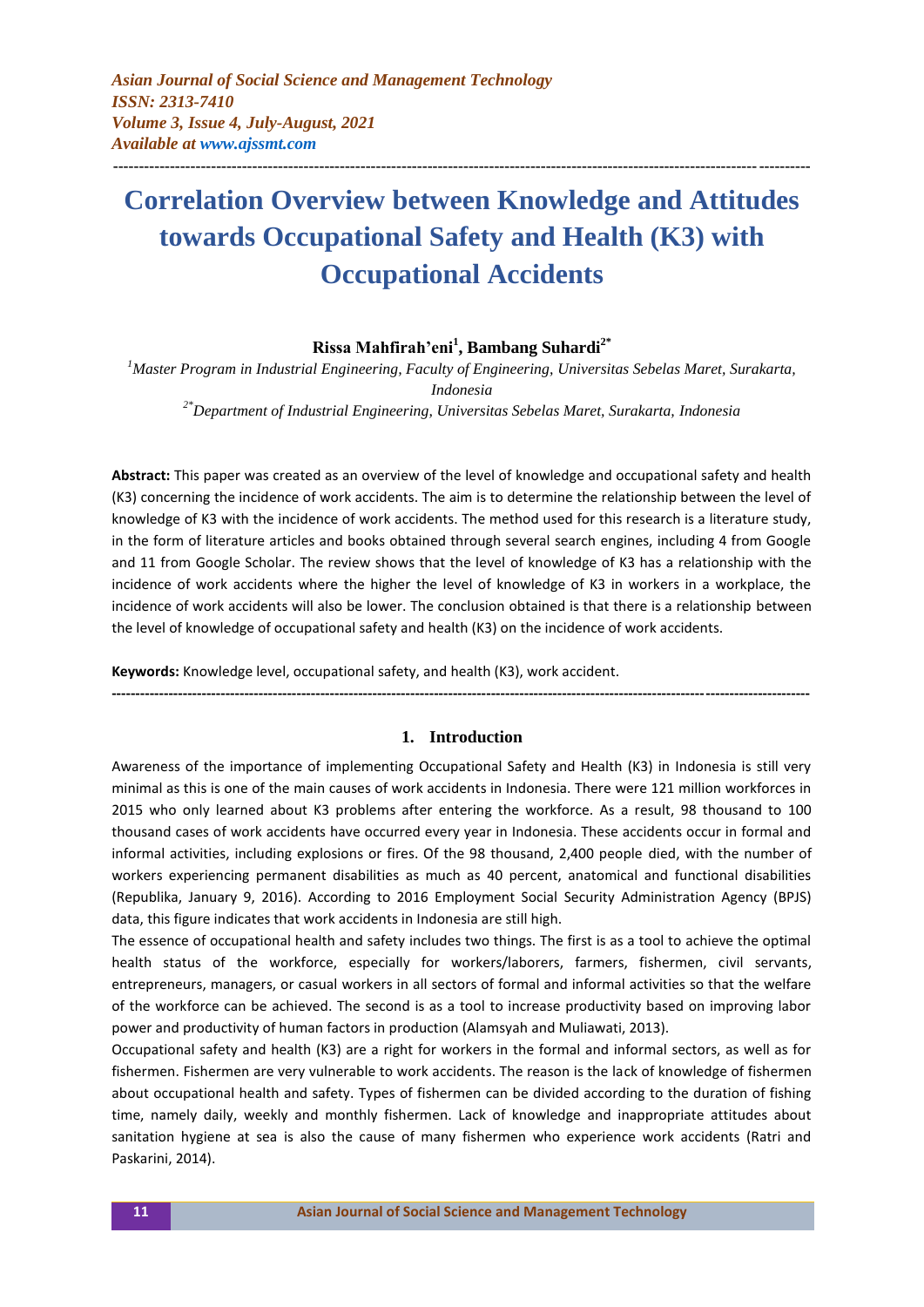*Asian Journal of Social Science and Management Technology*
*ISSN: 2313-7410*
*Volume 3, Issue 4, July-August, 2021*
*Available at www.ajssmt.com*

---

# Correlation Overview between Knowledge and Attitudes towards Occupational Safety and Health (K3) with Occupational Accidents

**Rissa Mahfirah'eni[1], Bambang Suhardi[2*]**

[1]*Master Program in Industrial Engineering, Faculty of Engineering, Universitas Sebelas Maret, Surakarta, Indonesia*

[2*]*Department of Industrial Engineering, Universitas Sebelas Maret, Surakarta, Indonesia*

**Abstract:** This paper was created as an overview of the level of knowledge and occupational safety and health (K3) concerning the incidence of work accidents. The aim is to determine the relationship between the level of knowledge of K3 with the incidence of work accidents. The method used for this research is a literature study, in the form of literature articles and books obtained through several search engines, including 4 from Google and 11 from Google Scholar. The review shows that the level of knowledge of K3 has a relationship with the incidence of work accidents where the higher the level of knowledge of K3 in workers in a workplace, the incidence of work accidents will also be lower. The conclusion obtained is that there is a relationship between the level of knowledge of occupational safety and health (K3) on the incidence of work accidents.

**Keywords:** Knowledge level, occupational safety, and health (K3), work accident.

---

## 1. Introduction

Awareness of the importance of implementing Occupational Safety and Health (K3) in Indonesia is still very minimal as this is one of the main causes of work accidents in Indonesia. There were 121 million workforces in 2015 who only learned about K3 problems after entering the workforce. As a result, 98 thousand to 100 thousand cases of work accidents have occurred every year in Indonesia. These accidents occur in formal and informal activities, including explosions or fires. Of the 98 thousand, 2,400 people died, with the number of workers experiencing permanent disabilities as much as 40 percent, anatomical and functional disabilities (Republika, January 9, 2016). According to 2016 Employment Social Security Administration Agency (BPJS) data, this figure indicates that work accidents in Indonesia are still high.

The essence of occupational health and safety includes two things. The first is as a tool to achieve the optimal health status of the workforce, especially for workers/laborers, farmers, fishermen, civil servants, entrepreneurs, managers, or casual workers in all sectors of formal and informal activities so that the welfare of the workforce can be achieved. The second is as a tool to increase productivity based on improving labor power and productivity of human factors in production (Alamsyah and Muliawati, 2013).

Occupational safety and health (K3) are a right for workers in the formal and informal sectors, as well as for fishermen. Fishermen are very vulnerable to work accidents. The reason is the lack of knowledge of fishermen about occupational health and safety. Types of fishermen can be divided according to the duration of fishing time, namely daily, weekly and monthly fishermen. Lack of knowledge and inappropriate attitudes about sanitation hygiene at sea is also the cause of many fishermen who experience work accidents (Ratri and Paskarini, 2014).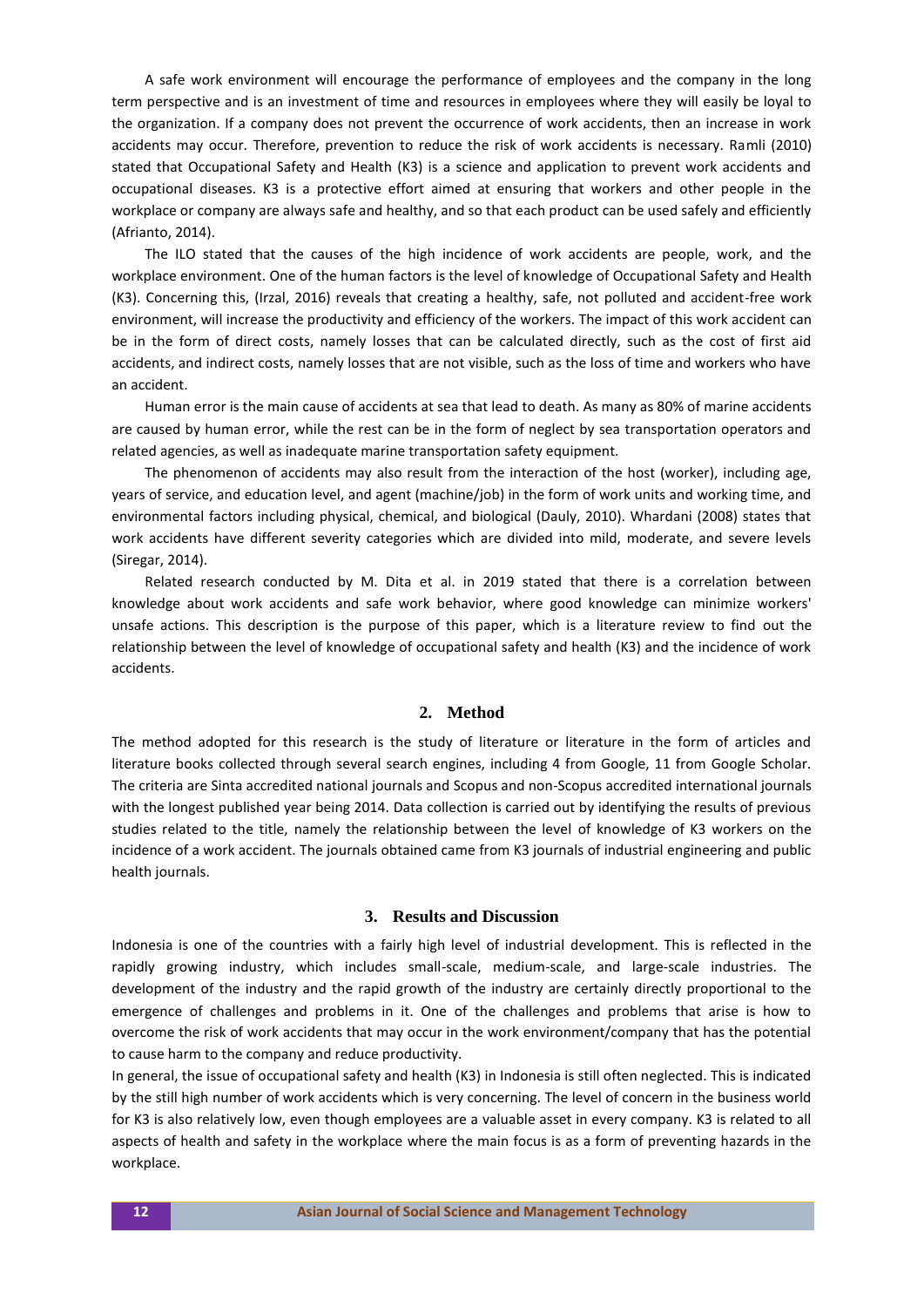A safe work environment will encourage the performance of employees and the company in the long term perspective and is an investment of time and resources in employees where they will easily be loyal to the organization. If a company does not prevent the occurrence of work accidents, then an increase in work accidents may occur. Therefore, prevention to reduce the risk of work accidents is necessary. Ramli (2010) stated that Occupational Safety and Health (K3) is a science and application to prevent work accidents and occupational diseases. K3 is a protective effort aimed at ensuring that workers and other people in the workplace or company are always safe and healthy, and so that each product can be used safely and efficiently (Afrianto, 2014).

The ILO stated that the causes of the high incidence of work accidents are people, work, and the workplace environment. One of the human factors is the level of knowledge of Occupational Safety and Health (K3). Concerning this, (Irzal, 2016) reveals that creating a healthy, safe, not polluted and accident-free work environment, will increase the productivity and efficiency of the workers. The impact of this work accident can be in the form of direct costs, namely losses that can be calculated directly, such as the cost of first aid accidents, and indirect costs, namely losses that are not visible, such as the loss of time and workers who have an accident.

Human error is the main cause of accidents at sea that lead to death. As many as 80% of marine accidents are caused by human error, while the rest can be in the form of neglect by sea transportation operators and related agencies, as well as inadequate marine transportation safety equipment.

The phenomenon of accidents may also result from the interaction of the host (worker), including age, years of service, and education level, and agent (machine/job) in the form of work units and working time, and environmental factors including physical, chemical, and biological (Dauly, 2010). Whardani (2008) states that work accidents have different severity categories which are divided into mild, moderate, and severe levels (Siregar, 2014).

Related research conducted by M. Dita et al. in 2019 stated that there is a correlation between knowledge about work accidents and safe work behavior, where good knowledge can minimize workers' unsafe actions. This description is the purpose of this paper, which is a literature review to find out the relationship between the level of knowledge of occupational safety and health (K3) and the incidence of work accidents.

## 2. Method

The method adopted for this research is the study of literature or literature in the form of articles and literature books collected through several search engines, including 4 from Google, 11 from Google Scholar. The criteria are Sinta accredited national journals and Scopus and non-Scopus accredited international journals with the longest published year being 2014. Data collection is carried out by identifying the results of previous studies related to the title, namely the relationship between the level of knowledge of K3 workers on the incidence of a work accident. The journals obtained came from K3 journals of industrial engineering and public health journals.

## 3. Results and Discussion

Indonesia is one of the countries with a fairly high level of industrial development. This is reflected in the rapidly growing industry, which includes small-scale, medium-scale, and large-scale industries. The development of the industry and the rapid growth of the industry are certainly directly proportional to the emergence of challenges and problems in it. One of the challenges and problems that arise is how to overcome the risk of work accidents that may occur in the work environment/company that has the potential to cause harm to the company and reduce productivity.

In general, the issue of occupational safety and health (K3) in Indonesia is still often neglected. This is indicated by the still high number of work accidents which is very concerning. The level of concern in the business world for K3 is also relatively low, even though employees are a valuable asset in every company. K3 is related to all aspects of health and safety in the workplace where the main focus is as a form of preventing hazards in the workplace.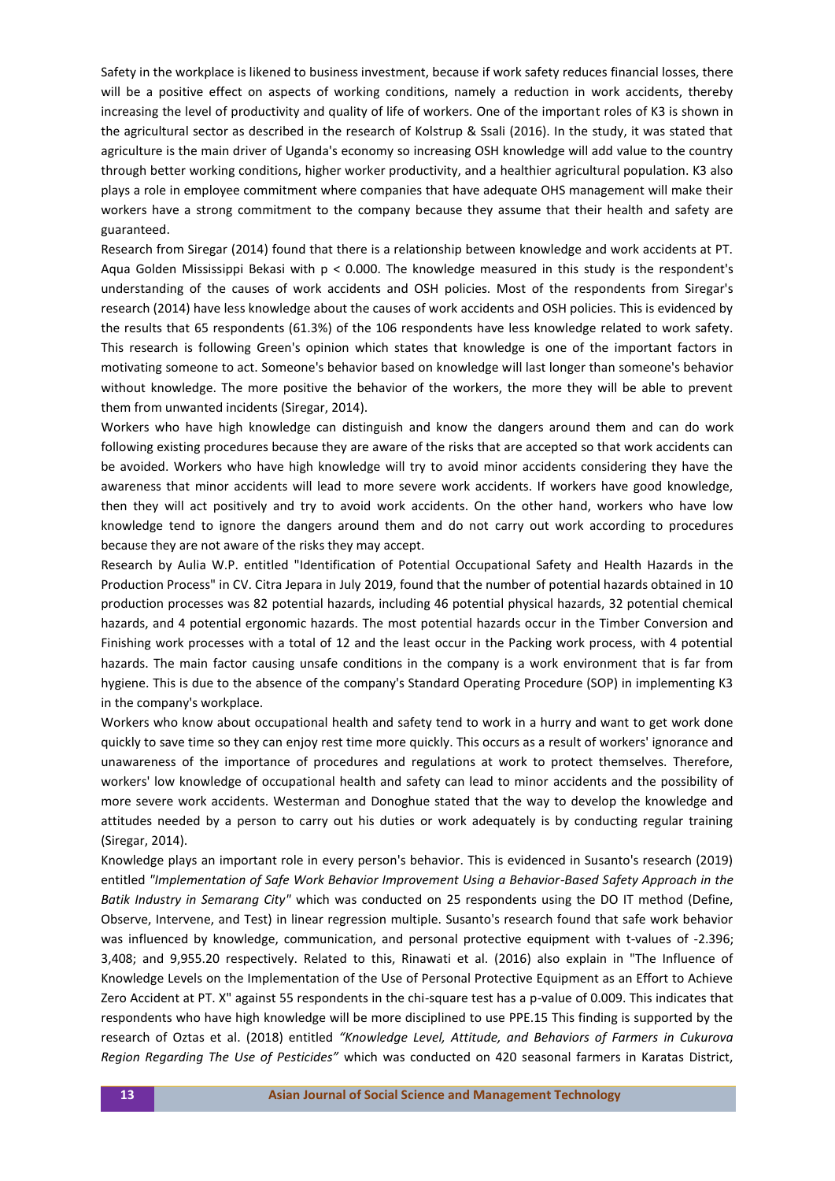Safety in the workplace is likened to business investment, because if work safety reduces financial losses, there will be a positive effect on aspects of working conditions, namely a reduction in work accidents, thereby increasing the level of productivity and quality of life of workers. One of the important roles of K3 is shown in the agricultural sector as described in the research of Kolstrup & Ssali (2016). In the study, it was stated that agriculture is the main driver of Uganda's economy so increasing OSH knowledge will add value to the country through better working conditions, higher worker productivity, and a healthier agricultural population. K3 also plays a role in employee commitment where companies that have adequate OHS management will make their workers have a strong commitment to the company because they assume that their health and safety are guaranteed.

Research from Siregar (2014) found that there is a relationship between knowledge and work accidents at PT. Aqua Golden Mississippi Bekasi with $p < 0.000$. The knowledge measured in this study is the respondent's understanding of the causes of work accidents and OSH policies. Most of the respondents from Siregar's research (2014) have less knowledge about the causes of work accidents and OSH policies. This is evidenced by the results that 65 respondents (61.3%) of the 106 respondents have less knowledge related to work safety. This research is following Green's opinion which states that knowledge is one of the important factors in motivating someone to act. Someone's behavior based on knowledge will last longer than someone's behavior without knowledge. The more positive the behavior of the workers, the more they will be able to prevent them from unwanted incidents (Siregar, 2014).

Workers who have high knowledge can distinguish and know the dangers around them and can do work following existing procedures because they are aware of the risks that are accepted so that work accidents can be avoided. Workers who have high knowledge will try to avoid minor accidents considering they have the awareness that minor accidents will lead to more severe work accidents. If workers have good knowledge, then they will act positively and try to avoid work accidents. On the other hand, workers who have low knowledge tend to ignore the dangers around them and do not carry out work according to procedures because they are not aware of the risks they may accept.

Research by Aulia W.P. entitled "Identification of Potential Occupational Safety and Health Hazards in the Production Process" in CV. Citra Jepara in July 2019, found that the number of potential hazards obtained in 10 production processes was 82 potential hazards, including 46 potential physical hazards, 32 potential chemical hazards, and 4 potential ergonomic hazards. The most potential hazards occur in the Timber Conversion and Finishing work processes with a total of 12 and the least occur in the Packing work process, with 4 potential hazards. The main factor causing unsafe conditions in the company is a work environment that is far from hygiene. This is due to the absence of the company's Standard Operating Procedure (SOP) in implementing K3 in the company's workplace.

Workers who know about occupational health and safety tend to work in a hurry and want to get work done quickly to save time so they can enjoy rest time more quickly. This occurs as a result of workers' ignorance and unawareness of the importance of procedures and regulations at work to protect themselves. Therefore, workers' low knowledge of occupational health and safety can lead to minor accidents and the possibility of more severe work accidents. Westerman and Donoghue stated that the way to develop the knowledge and attitudes needed by a person to carry out his duties or work adequately is by conducting regular training (Siregar, 2014).

Knowledge plays an important role in every person's behavior. This is evidenced in Susanto's research (2019) entitled *"Implementation of Safe Work Behavior Improvement Using a Behavior-Based Safety Approach in the Batik Industry in Semarang City"* which was conducted on 25 respondents using the DO IT method (Define, Observe, Intervene, and Test) in linear regression multiple. Susanto's research found that safe work behavior was influenced by knowledge, communication, and personal protective equipment with t-values of -2.396; 3,408; and 9,955.20 respectively. Related to this, Rinawati et al. (2016) also explain in "The Influence of Knowledge Levels on the Implementation of the Use of Personal Protective Equipment as an Effort to Achieve Zero Accident at PT. X" against 55 respondents in the chi-square test has a p-value of 0.009. This indicates that respondents who have high knowledge will be more disciplined to use PPE.15 This finding is supported by the research of Oztas et al. (2018) entitled *"Knowledge Level, Attitude, and Behaviors of Farmers in Cukurova Region Regarding The Use of Pesticides"* which was conducted on 420 seasonal farmers in Karatas District,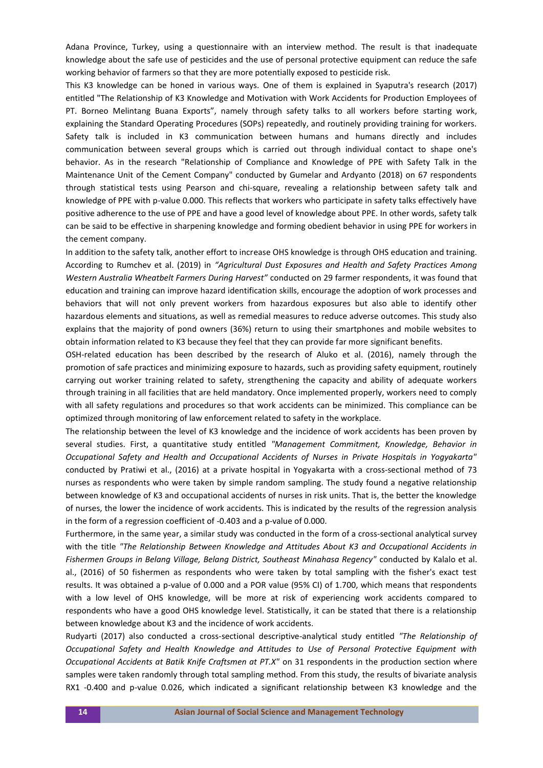Adana Province, Turkey, using a questionnaire with an interview method. The result is that inadequate knowledge about the safe use of pesticides and the use of personal protective equipment can reduce the safe working behavior of farmers so that they are more potentially exposed to pesticide risk.

This K3 knowledge can be honed in various ways. One of them is explained in Syaputra's research (2017) entitled "The Relationship of K3 Knowledge and Motivation with Work Accidents for Production Employees of PT. Borneo Melintang Buana Exports", namely through safety talks to all workers before starting work, explaining the Standard Operating Procedures (SOPs) repeatedly, and routinely providing training for workers. Safety talk is included in K3 communication between humans and humans directly and includes communication between several groups which is carried out through individual contact to shape one's behavior. As in the research "Relationship of Compliance and Knowledge of PPE with Safety Talk in the Maintenance Unit of the Cement Company" conducted by Gumelar and Ardyanto (2018) on 67 respondents through statistical tests using Pearson and chi-square, revealing a relationship between safety talk and knowledge of PPE with p-value 0.000. This reflects that workers who participate in safety talks effectively have positive adherence to the use of PPE and have a good level of knowledge about PPE. In other words, safety talk can be said to be effective in sharpening knowledge and forming obedient behavior in using PPE for workers in the cement company.

In addition to the safety talk, another effort to increase OHS knowledge is through OHS education and training. According to Rumchev et al. (2019) in *"Agricultural Dust Exposures and Health and Safety Practices Among Western Australia Wheatbelt Farmers During Harvest"* conducted on 29 farmer respondents, it was found that education and training can improve hazard identification skills, encourage the adoption of work processes and behaviors that will not only prevent workers from hazardous exposures but also able to identify other hazardous elements and situations, as well as remedial measures to reduce adverse outcomes. This study also explains that the majority of pond owners (36%) return to using their smartphones and mobile websites to obtain information related to K3 because they feel that they can provide far more significant benefits.

OSH-related education has been described by the research of Aluko et al. (2016), namely through the promotion of safe practices and minimizing exposure to hazards, such as providing safety equipment, routinely carrying out worker training related to safety, strengthening the capacity and ability of adequate workers through training in all facilities that are held mandatory. Once implemented properly, workers need to comply with all safety regulations and procedures so that work accidents can be minimized. This compliance can be optimized through monitoring of law enforcement related to safety in the workplace.

The relationship between the level of K3 knowledge and the incidence of work accidents has been proven by several studies. First, a quantitative study entitled *"Management Commitment, Knowledge, Behavior in Occupational Safety and Health and Occupational Accidents of Nurses in Private Hospitals in Yogyakarta"* conducted by Pratiwi et al., (2016) at a private hospital in Yogyakarta with a cross-sectional method of 73 nurses as respondents who were taken by simple random sampling. The study found a negative relationship between knowledge of K3 and occupational accidents of nurses in risk units. That is, the better the knowledge of nurses, the lower the incidence of work accidents. This is indicated by the results of the regression analysis in the form of a regression coefficient of -0.403 and a p-value of 0.000.

Furthermore, in the same year, a similar study was conducted in the form of a cross-sectional analytical survey with the title *"The Relationship Between Knowledge and Attitudes About K3 and Occupational Accidents in Fishermen Groups in Belang Village, Belang District, Southeast Minahasa Regency"* conducted by Kalalo et al. al., (2016) of 50 fishermen as respondents who were taken by total sampling with the fisher's exact test results. It was obtained a p-value of 0.000 and a POR value (95% CI) of 1.700, which means that respondents with a low level of OHS knowledge, will be more at risk of experiencing work accidents compared to respondents who have a good OHS knowledge level. Statistically, it can be stated that there is a relationship between knowledge about K3 and the incidence of work accidents.

Rudyarti (2017) also conducted a cross-sectional descriptive-analytical study entitled *"The Relationship of Occupational Safety and Health Knowledge and Attitudes to Use of Personal Protective Equipment with Occupational Accidents at Batik Knife Craftsmen at PT.X"* on 31 respondents in the production section where samples were taken randomly through total sampling method. From this study, the results of bivariate analysis RX1 -0.400 and p-value 0.026, which indicated a significant relationship between K3 knowledge and the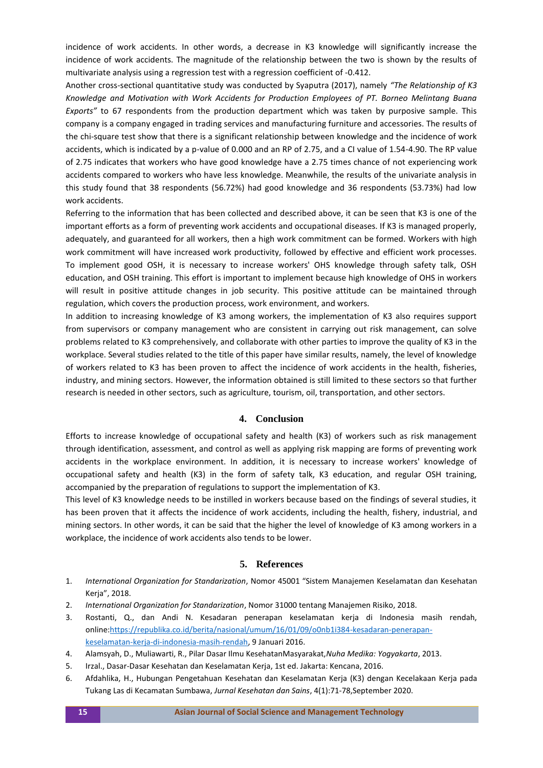incidence of work accidents. In other words, a decrease in K3 knowledge will significantly increase the incidence of work accidents. The magnitude of the relationship between the two is shown by the results of multivariate analysis using a regression test with a regression coefficient of -0.412.

Another cross-sectional quantitative study was conducted by Syaputra (2017), namely *"The Relationship of K3 Knowledge and Motivation with Work Accidents for Production Employees of PT. Borneo Melintang Buana Exports"* to 67 respondents from the production department which was taken by purposive sample. This company is a company engaged in trading services and manufacturing furniture and accessories. The results of the chi-square test show that there is a significant relationship between knowledge and the incidence of work accidents, which is indicated by a p-value of 0.000 and an RP of 2.75, and a CI value of 1.54-4.90. The RP value of 2.75 indicates that workers who have good knowledge have a 2.75 times chance of not experiencing work accidents compared to workers who have less knowledge. Meanwhile, the results of the univariate analysis in this study found that 38 respondents (56.72%) had good knowledge and 36 respondents (53.73%) had low work accidents.

Referring to the information that has been collected and described above, it can be seen that K3 is one of the important efforts as a form of preventing work accidents and occupational diseases. If K3 is managed properly, adequately, and guaranteed for all workers, then a high work commitment can be formed. Workers with high work commitment will have increased work productivity, followed by effective and efficient work processes. To implement good OSH, it is necessary to increase workers' OHS knowledge through safety talk, OSH education, and OSH training. This effort is important to implement because high knowledge of OHS in workers will result in positive attitude changes in job security. This positive attitude can be maintained through regulation, which covers the production process, work environment, and workers.

In addition to increasing knowledge of K3 among workers, the implementation of K3 also requires support from supervisors or company management who are consistent in carrying out risk management, can solve problems related to K3 comprehensively, and collaborate with other parties to improve the quality of K3 in the workplace. Several studies related to the title of this paper have similar results, namely, the level of knowledge of workers related to K3 has been proven to affect the incidence of work accidents in the health, fisheries, industry, and mining sectors. However, the information obtained is still limited to these sectors so that further research is needed in other sectors, such as agriculture, tourism, oil, transportation, and other sectors.

## 4. Conclusion

Efforts to increase knowledge of occupational safety and health (K3) of workers such as risk management through identification, assessment, and control as well as applying risk mapping are forms of preventing work accidents in the workplace environment. In addition, it is necessary to increase workers' knowledge of occupational safety and health (K3) in the form of safety talk, K3 education, and regular OSH training, accompanied by the preparation of regulations to support the implementation of K3.

This level of K3 knowledge needs to be instilled in workers because based on the findings of several studies, it has been proven that it affects the incidence of work accidents, including the health, fishery, industrial, and mining sectors. In other words, it can be said that the higher the level of knowledge of K3 among workers in a workplace, the incidence of work accidents also tends to be lower.

## 5. References

1. *International Organization for Standarization*, Nomor 45001 "Sistem Manajemen Keselamatan dan Kesehatan Kerja", 2018.
2. *International Organization for Standarization*, Nomor 31000 tentang Manajemen Risiko, 2018.
3. Rostanti, Q., dan Andi N. Kesadaran penerapan keselamatan kerja di Indonesia masih rendah, online:[https://republika.co.id/berita/nasional/umum/16/01/09/o0nb1i384-kesadaran-penerapan-keselamatan-kerja-di-indonesia-masih-rendah](https://republika.co.id/berita/nasional/umum/16/01/09/o0nb1i384-kesadaran-penerapan-keselamatan-kerja-di-indonesia-masih-rendah), 9 Januari 2016.
4. Alamsyah, D., Muliawarti, R., Pilar Dasar Ilmu KesehatanMasyarakat,*Nuha Medika: Yogyakarta*, 2013.
5. Irzal., Dasar-Dasar Kesehatan dan Keselamatan Kerja, 1st ed. Jakarta: Kencana, 2016.
6. Afdahlika, H., Hubungan Pengetahuan Kesehatan dan Keselamatan Kerja (K3) dengan Kecelakaan Kerja pada Tukang Las di Kecamatan Sumbawa, *Jurnal Kesehatan dan Sains*, 4(1):71-78,September 2020.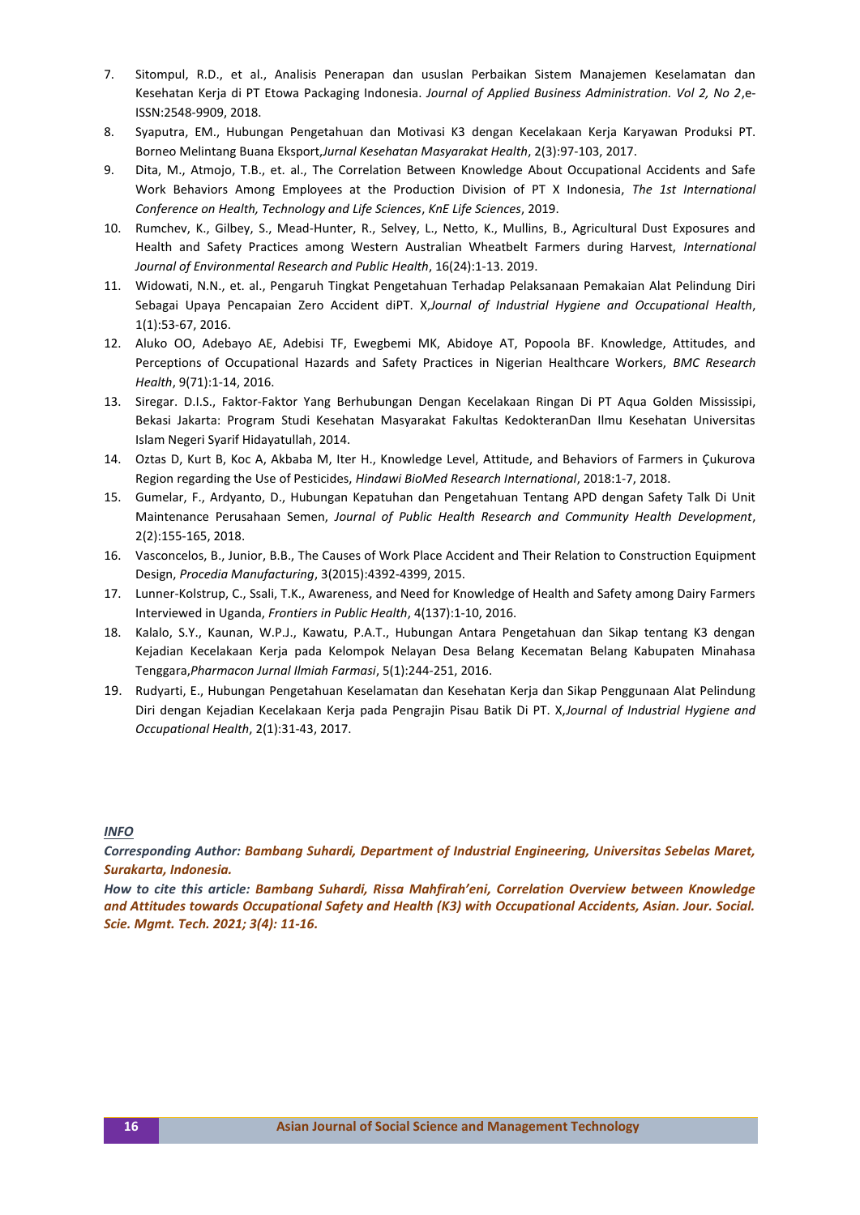7. Sitompul, R.D., et al., Analisis Penerapan dan ususlan Perbaikan Sistem Manajemen Keselamatan dan Kesehatan Kerja di PT Etowa Packaging Indonesia. *Journal of Applied Business Administration. Vol 2, No 2*,e-ISSN:2548-9909, 2018.
8. Syaputra, EM., Hubungan Pengetahuan dan Motivasi K3 dengan Kecelakaan Kerja Karyawan Produksi PT. Borneo Melintang Buana Eksport,*Jurnal Kesehatan Masyarakat Health*, 2(3):97-103, 2017.
9. Dita, M., Atmojo, T.B., et. al., The Correlation Between Knowledge About Occupational Accidents and Safe Work Behaviors Among Employees at the Production Division of PT X Indonesia, *The 1st International Conference on Health, Technology and Life Sciences*, *KnE Life Sciences*, 2019.
10. Rumchev, K., Gilbey, S., Mead-Hunter, R., Selvey, L., Netto, K., Mullins, B., Agricultural Dust Exposures and Health and Safety Practices among Western Australian Wheatbelt Farmers during Harvest, *International Journal of Environmental Research and Public Health*, 16(24):1-13. 2019.
11. Widowati, N.N., et. al., Pengaruh Tingkat Pengetahuan Terhadap Pelaksanaan Pemakaian Alat Pelindung Diri Sebagai Upaya Pencapaian Zero Accident diPT. X,*Journal of Industrial Hygiene and Occupational Health*, 1(1):53-67, 2016.
12. Aluko OO, Adebayo AE, Adebisi TF, Ewegbemi MK, Abidoye AT, Popoola BF. Knowledge, Attitudes, and Perceptions of Occupational Hazards and Safety Practices in Nigerian Healthcare Workers, *BMC Research Health*, 9(71):1-14, 2016.
13. Siregar. D.I.S., Faktor-Faktor Yang Berhubungan Dengan Kecelakaan Ringan Di PT Aqua Golden Mississipi, Bekasi Jakarta: Program Studi Kesehatan Masyarakat Fakultas KedokteranDan Ilmu Kesehatan Universitas Islam Negeri Syarif Hidayatullah, 2014.
14. Oztas D, Kurt B, Koc A, Akbaba M, Iter H., Knowledge Level, Attitude, and Behaviors of Farmers in Çukurova Region regarding the Use of Pesticides, *Hindawi BioMed Research International*, 2018:1-7, 2018.
15. Gumelar, F., Ardyanto, D., Hubungan Kepatuhan dan Pengetahuan Tentang APD dengan Safety Talk Di Unit Maintenance Perusahaan Semen, *Journal of Public Health Research and Community Health Development*, 2(2):155-165, 2018.
16. Vasconcelos, B., Junior, B.B., The Causes of Work Place Accident and Their Relation to Construction Equipment Design, *Procedia Manufacturing*, 3(2015):4392-4399, 2015.
17. Lunner-Kolstrup, C., Ssali, T.K., Awareness, and Need for Knowledge of Health and Safety among Dairy Farmers Interviewed in Uganda, *Frontiers in Public Health*, 4(137):1-10, 2016.
18. Kalalo, S.Y., Kaunan, W.P.J., Kawatu, P.A.T., Hubungan Antara Pengetahuan dan Sikap tentang K3 dengan Kejadian Kecelakaan Kerja pada Kelompok Nelayan Desa Belang Kecematan Belang Kabupaten Minahasa Tenggara,*Pharmacon Jurnal Ilmiah Farmasi*, 5(1):244-251, 2016.
19. Rudyarti, E., Hubungan Pengetahuan Keselamatan dan Kesehatan Kerja dan Sikap Penggunaan Alat Pelindung Diri dengan Kejadian Kecelakaan Kerja pada Pengrajin Pisau Batik Di PT. X,*Journal of Industrial Hygiene and Occupational Health*, 2(1):31-43, 2017.

***INFO***

***Corresponding Author:*** ***Bambang Suhardi, Department of Industrial Engineering, Universitas Sebelas Maret, Surakarta, Indonesia.***

***How to cite this article:*** ***Bambang Suhardi, Rissa Mahfirah'eni, Correlation Overview between Knowledge and Attitudes towards Occupational Safety and Health (K3) with Occupational Accidents, Asian. Jour. Social. Scie. Mgmt. Tech. 2021; 3(4): 11-16.***